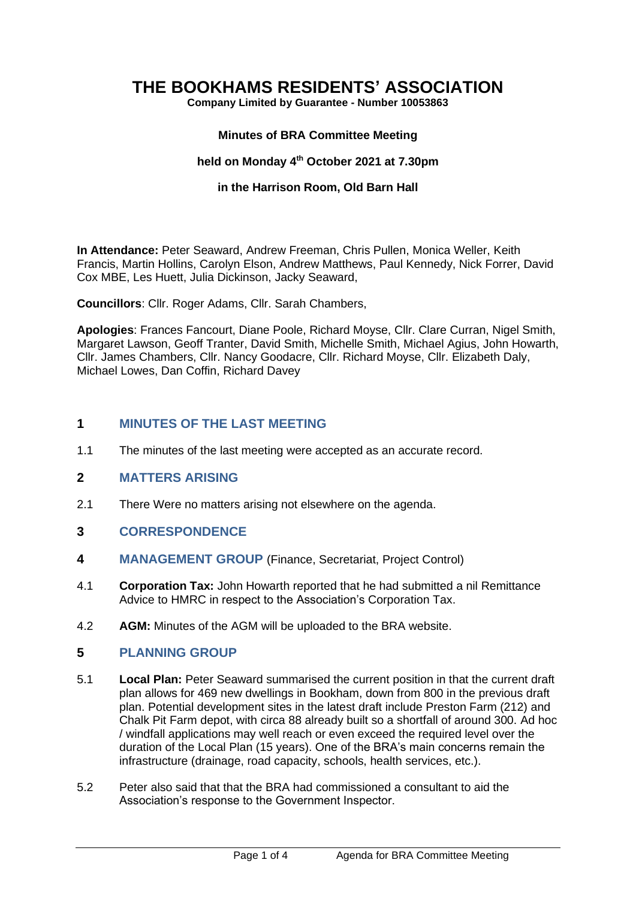# THE BOOKHAMS RESIDENTS' ASSOCIATION

**Company Limited by Guarantee - Number 10053863**

**Minutes of BRA Committee Meeting**

**held on Monday 4th October 2021 at 7.30pm**

**in the Harrison Room, Old Barn Hall**

**In Attendance:** Peter Seaward, Andrew Freeman, Chris Pullen, Monica Weller, Keith Francis, Martin Hollins, Carolyn Elson, Andrew Matthews, Paul Kennedy, Nick Forrer, David Cox MBE, Les Huett, Julia Dickinson, Jacky Seaward,

**Councillors**: Cllr. Roger Adams, Cllr. Sarah Chambers,

**Apologies**: Frances Fancourt, Diane Poole, Richard Moyse, Cllr. Clare Curran, Nigel Smith, Margaret Lawson, Geoff Tranter, David Smith, Michelle Smith, Michael Agius, John Howarth, Cllr. James Chambers, Cllr. Nancy Goodacre, Cllr. Richard Moyse, Cllr. Elizabeth Daly, Michael Lowes, Dan Coffin, Richard Davey

## 1 MINUTES OF THE LAST MEETING

1.1 The minutes of the last meeting were accepted as an accurate record.

## 2 MATTERS ARISING

2.1 There Were no matters arising not elsewhere on the agenda.

## 3 CORRESPONDENCE

## 4 MANAGEMENT GROUP (Finance, Secretariat, Project Control)

4.1 **Corporation Tax:** John Howarth reported that he had submitted a nil Remittance Advice to HMRC in respect to the Association's Corporation Tax.

4.2 **AGM:** Minutes of the AGM will be uploaded to the BRA website.

## 5 PLANNING GROUP

5.1 **Local Plan:** Peter Seaward summarised the current position in that the current draft plan allows for 469 new dwellings in Bookham, down from 800 in the previous draft plan. Potential development sites in the latest draft include Preston Farm (212) and Chalk Pit Farm depot, with circa 88 already built so a shortfall of around 300. Ad hoc / windfall applications may well reach or even exceed the required level over the duration of the Local Plan (15 years). One of the BRA's main concerns remain the infrastructure (drainage, road capacity, schools, health services, etc.).

5.2 Peter also said that that the BRA had commissioned a consultant to aid the Association's response to the Government Inspector.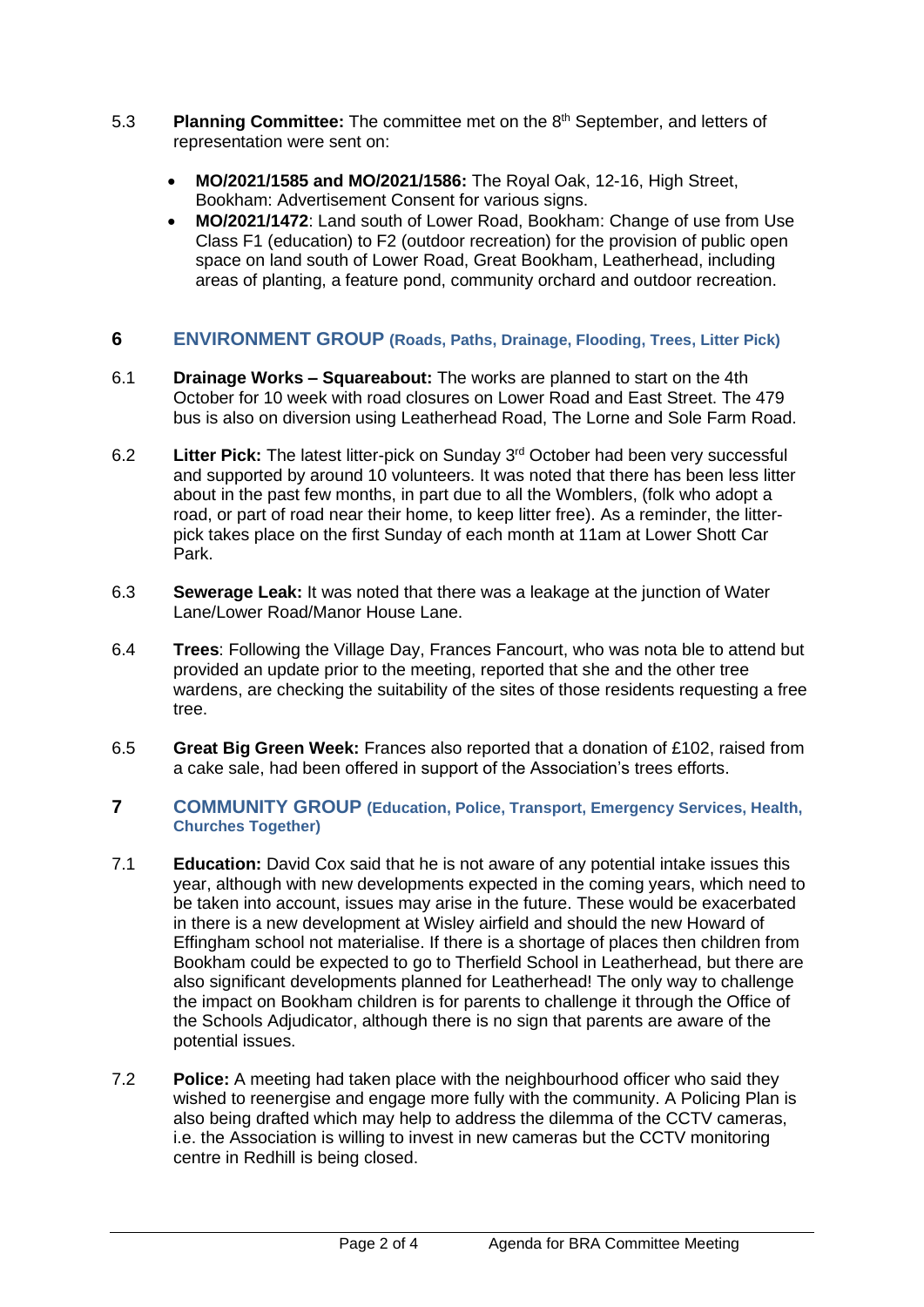5.3 **Planning Committee:** The committee met on the 8th September, and letters of representation were sent on:

- **MO/2021/1585 and MO/2021/1586:** The Royal Oak, 12-16, High Street, Bookham: Advertisement Consent for various signs.
- **MO/2021/1472**: Land south of Lower Road, Bookham: Change of use from Use Class F1 (education) to F2 (outdoor recreation) for the provision of public open space on land south of Lower Road, Great Bookham, Leatherhead, including areas of planting, a feature pond, community orchard and outdoor recreation.

## 6 ENVIRONMENT GROUP (Roads, Paths, Drainage, Flooding, Trees, Litter Pick)

6.1 **Drainage Works – Squareabout:** The works are planned to start on the 4th October for 10 week with road closures on Lower Road and East Street. The 479 bus is also on diversion using Leatherhead Road, The Lorne and Sole Farm Road.

6.2 **Litter Pick:** The latest litter-pick on Sunday 3rd October had been very successful and supported by around 10 volunteers. It was noted that there has been less litter about in the past few months, in part due to all the Womblers, (folk who adopt a road, or part of road near their home, to keep litter free). As a reminder, the litter-pick takes place on the first Sunday of each month at 11am at Lower Shott Car Park.

6.3 **Sewerage Leak:** It was noted that there was a leakage at the junction of Water Lane/Lower Road/Manor House Lane.

6.4 **Trees**: Following the Village Day, Frances Fancourt, who was nota ble to attend but provided an update prior to the meeting, reported that she and the other tree wardens, are checking the suitability of the sites of those residents requesting a free tree.

6.5 **Great Big Green Week:** Frances also reported that a donation of £102, raised from a cake sale, had been offered in support of the Association's trees efforts.

## 7 COMMUNITY GROUP (Education, Police, Transport, Emergency Services, Health, Churches Together)

7.1 **Education:** David Cox said that he is not aware of any potential intake issues this year, although with new developments expected in the coming years, which need to be taken into account, issues may arise in the future. These would be exacerbated in there is a new development at Wisley airfield and should the new Howard of Effingham school not materialise. If there is a shortage of places then children from Bookham could be expected to go to Therfield School in Leatherhead, but there are also significant developments planned for Leatherhead! The only way to challenge the impact on Bookham children is for parents to challenge it through the Office of the Schools Adjudicator, although there is no sign that parents are aware of the potential issues.

7.2 **Police:** A meeting had taken place with the neighbourhood officer who said they wished to reenergise and engage more fully with the community. A Policing Plan is also being drafted which may help to address the dilemma of the CCTV cameras, i.e. the Association is willing to invest in new cameras but the CCTV monitoring centre in Redhill is being closed.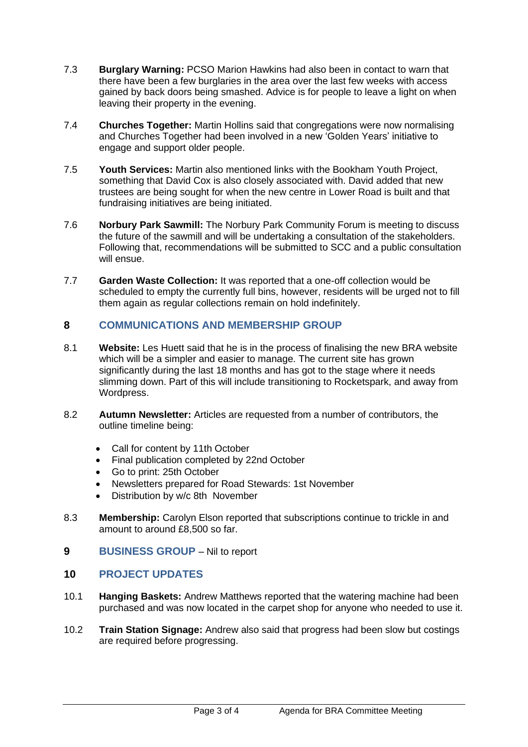7.3 **Burglary Warning:** PCSO Marion Hawkins had also been in contact to warn that there have been a few burglaries in the area over the last few weeks with access gained by back doors being smashed. Advice is for people to leave a light on when leaving their property in the evening.

7.4 **Churches Together:** Martin Hollins said that congregations were now normalising and Churches Together had been involved in a new 'Golden Years' initiative to engage and support older people.

7.5 **Youth Services:** Martin also mentioned links with the Bookham Youth Project, something that David Cox is also closely associated with. David added that new trustees are being sought for when the new centre in Lower Road is built and that fundraising initiatives are being initiated.

7.6 **Norbury Park Sawmill:** The Norbury Park Community Forum is meeting to discuss the future of the sawmill and will be undertaking a consultation of the stakeholders. Following that, recommendations will be submitted to SCC and a public consultation will ensue.

7.7 **Garden Waste Collection:** It was reported that a one-off collection would be scheduled to empty the currently full bins, however, residents will be urged not to fill them again as regular collections remain on hold indefinitely.

## 8 COMMUNICATIONS AND MEMBERSHIP GROUP

8.1 **Website:** Les Huett said that he is in the process of finalising the new BRA website which will be a simpler and easier to manage. The current site has grown significantly during the last 18 months and has got to the stage where it needs slimming down. Part of this will include transitioning to Rocketspark, and away from Wordpress.

8.2 **Autumn Newsletter:** Articles are requested from a number of contributors, the outline timeline being:

- Call for content by 11th October
- Final publication completed by 22nd October
- Go to print: 25th October
- Newsletters prepared for Road Stewards: 1st November
- Distribution by w/c 8th November

8.3 **Membership:** Carolyn Elson reported that subscriptions continue to trickle in and amount to around £8,500 so far.

## 9 BUSINESS GROUP – Nil to report

## 10 PROJECT UPDATES

10.1 **Hanging Baskets:** Andrew Matthews reported that the watering machine had been purchased and was now located in the carpet shop for anyone who needed to use it.

10.2 **Train Station Signage:** Andrew also said that progress had been slow but costings are required before progressing.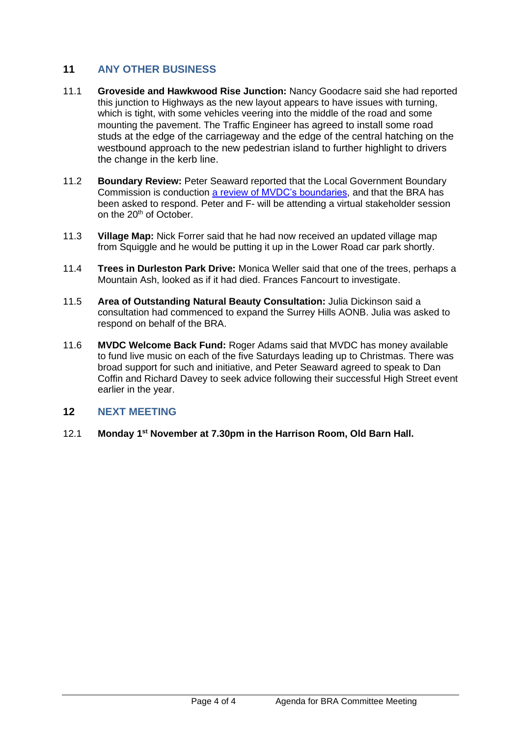## 11 ANY OTHER BUSINESS

11.1 **Groveside and Hawkwood Rise Junction:** Nancy Goodacre said she had reported this junction to Highways as the new layout appears to have issues with turning, which is tight, with some vehicles veering into the middle of the road and some mounting the pavement. The Traffic Engineer has agreed to install some road studs at the edge of the carriageway and the edge of the central hatching on the westbound approach to the new pedestrian island to further highlight to drivers the change in the kerb line.

11.2 **Boundary Review:** Peter Seaward reported that the Local Government Boundary Commission is conduction a review of MVDC's boundaries, and that the BRA has been asked to respond. Peter and F- will be attending a virtual stakeholder session on the 20th of October.

11.3 **Village Map:** Nick Forrer said that he had now received an updated village map from Squiggle and he would be putting it up in the Lower Road car park shortly.

11.4 **Trees in Durleston Park Drive:** Monica Weller said that one of the trees, perhaps a Mountain Ash, looked as if it had died. Frances Fancourt to investigate.

11.5 **Area of Outstanding Natural Beauty Consultation:** Julia Dickinson said a consultation had commenced to expand the Surrey Hills AONB. Julia was asked to respond on behalf of the BRA.

11.6 **MVDC Welcome Back Fund:** Roger Adams said that MVDC has money available to fund live music on each of the five Saturdays leading up to Christmas. There was broad support for such and initiative, and Peter Seaward agreed to speak to Dan Coffin and Richard Davey to seek advice following their successful High Street event earlier in the year.

## 12 NEXT MEETING

12.1 **Monday 1st November at 7.30pm in the Harrison Room, Old Barn Hall.**